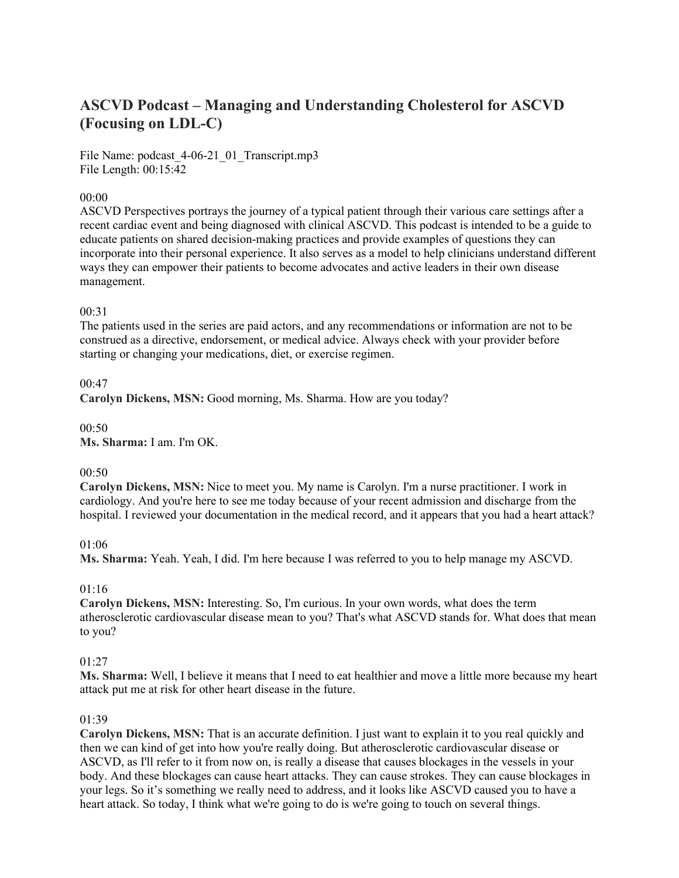# ASCVD Podcast – Managing and Understanding Cholesterol for ASCVD (Focusing on LDL-C)

File Name: podcast_4-06-21_01_Transcript.mp3
File Length: 00:15:42

00:00
ASCVD Perspectives portrays the journey of a typical patient through their various care settings after a recent cardiac event and being diagnosed with clinical ASCVD. This podcast is intended to be a guide to educate patients on shared decision-making practices and provide examples of questions they can incorporate into their personal experience. It also serves as a model to help clinicians understand different ways they can empower their patients to become advocates and active leaders in their own disease management.

00:31
The patients used in the series are paid actors, and any recommendations or information are not to be construed as a directive, endorsement, or medical advice. Always check with your provider before starting or changing your medications, diet, or exercise regimen.

00:47
**Carolyn Dickens, MSN:** Good morning, Ms. Sharma. How are you today?

00:50
**Ms. Sharma:** I am. I'm OK.

00:50
**Carolyn Dickens, MSN:** Nice to meet you. My name is Carolyn. I'm a nurse practitioner. I work in cardiology. And you're here to see me today because of your recent admission and discharge from the hospital. I reviewed your documentation in the medical record, and it appears that you had a heart attack?

01:06
**Ms. Sharma:** Yeah. Yeah, I did. I'm here because I was referred to you to help manage my ASCVD.

01:16
**Carolyn Dickens, MSN:** Interesting. So, I'm curious. In your own words, what does the term atherosclerotic cardiovascular disease mean to you? That's what ASCVD stands for. What does that mean to you?

01:27
**Ms. Sharma:** Well, I believe it means that I need to eat healthier and move a little more because my heart attack put me at risk for other heart disease in the future.

01:39
**Carolyn Dickens, MSN:** That is an accurate definition. I just want to explain it to you real quickly and then we can kind of get into how you're really doing. But atherosclerotic cardiovascular disease or ASCVD, as I'll refer to it from now on, is really a disease that causes blockages in the vessels in your body. And these blockages can cause heart attacks. They can cause strokes. They can cause blockages in your legs. So it's something we really need to address, and it looks like ASCVD caused you to have a heart attack. So today, I think what we're going to do is we're going to touch on several things.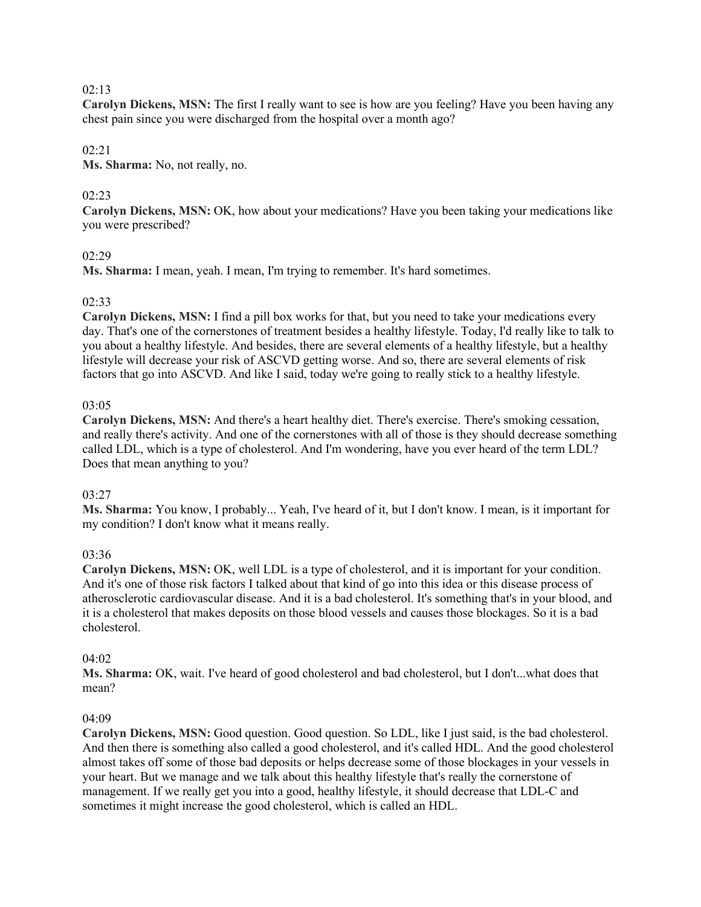02:13

**Carolyn Dickens, MSN:** The first I really want to see is how are you feeling? Have you been having any chest pain since you were discharged from the hospital over a month ago?

02:21

**Ms. Sharma:** No, not really, no.

02:23

**Carolyn Dickens, MSN:** OK, how about your medications? Have you been taking your medications like you were prescribed?

02:29

**Ms. Sharma:** I mean, yeah. I mean, I'm trying to remember. It's hard sometimes.

02:33

**Carolyn Dickens, MSN:** I find a pill box works for that, but you need to take your medications every day. That's one of the cornerstones of treatment besides a healthy lifestyle. Today, I'd really like to talk to you about a healthy lifestyle. And besides, there are several elements of a healthy lifestyle, but a healthy lifestyle will decrease your risk of ASCVD getting worse. And so, there are several elements of risk factors that go into ASCVD. And like I said, today we're going to really stick to a healthy lifestyle.

03:05

**Carolyn Dickens, MSN:** And there's a heart healthy diet. There's exercise. There's smoking cessation, and really there's activity. And one of the cornerstones with all of those is they should decrease something called LDL, which is a type of cholesterol. And I'm wondering, have you ever heard of the term LDL? Does that mean anything to you?

03:27

**Ms. Sharma:** You know, I probably... Yeah, I've heard of it, but I don't know. I mean, is it important for my condition? I don't know what it means really.

03:36

**Carolyn Dickens, MSN:** OK, well LDL is a type of cholesterol, and it is important for your condition. And it's one of those risk factors I talked about that kind of go into this idea or this disease process of atherosclerotic cardiovascular disease. And it is a bad cholesterol. It's something that's in your blood, and it is a cholesterol that makes deposits on those blood vessels and causes those blockages. So it is a bad cholesterol.

04:02

**Ms. Sharma:** OK, wait. I've heard of good cholesterol and bad cholesterol, but I don't...what does that mean?

04:09

**Carolyn Dickens, MSN:** Good question. Good question. So LDL, like I just said, is the bad cholesterol. And then there is something also called a good cholesterol, and it's called HDL. And the good cholesterol almost takes off some of those bad deposits or helps decrease some of those blockages in your vessels in your heart. But we manage and we talk about this healthy lifestyle that's really the cornerstone of management. If we really get you into a good, healthy lifestyle, it should decrease that LDL-C and sometimes it might increase the good cholesterol, which is called an HDL.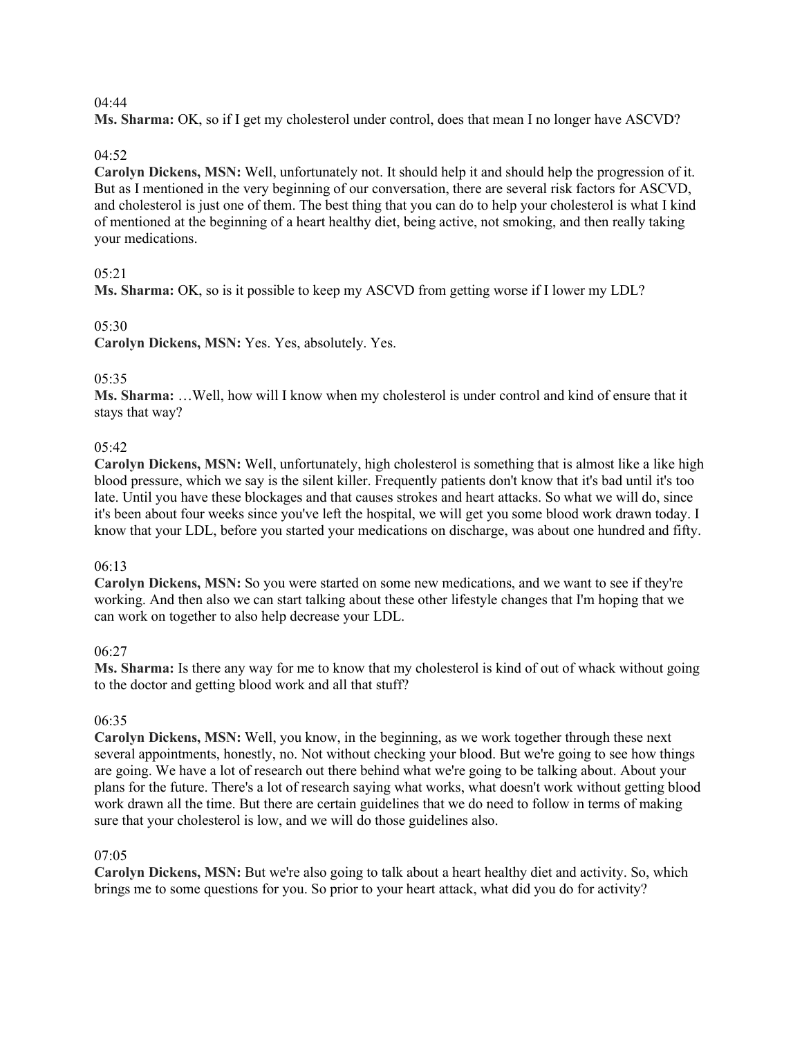04:44

**Ms. Sharma:** OK, so if I get my cholesterol under control, does that mean I no longer have ASCVD?

04:52

**Carolyn Dickens, MSN:** Well, unfortunately not. It should help it and should help the progression of it. But as I mentioned in the very beginning of our conversation, there are several risk factors for ASCVD, and cholesterol is just one of them. The best thing that you can do to help your cholesterol is what I kind of mentioned at the beginning of a heart healthy diet, being active, not smoking, and then really taking your medications.

05:21

**Ms. Sharma:** OK, so is it possible to keep my ASCVD from getting worse if I lower my LDL?

05:30

**Carolyn Dickens, MSN:** Yes. Yes, absolutely. Yes.

05:35

**Ms. Sharma:** …Well, how will I know when my cholesterol is under control and kind of ensure that it stays that way?

05:42

**Carolyn Dickens, MSN:** Well, unfortunately, high cholesterol is something that is almost like a like high blood pressure, which we say is the silent killer. Frequently patients don't know that it's bad until it's too late. Until you have these blockages and that causes strokes and heart attacks. So what we will do, since it's been about four weeks since you've left the hospital, we will get you some blood work drawn today. I know that your LDL, before you started your medications on discharge, was about one hundred and fifty.

06:13

**Carolyn Dickens, MSN:** So you were started on some new medications, and we want to see if they're working. And then also we can start talking about these other lifestyle changes that I'm hoping that we can work on together to also help decrease your LDL.

06:27

**Ms. Sharma:** Is there any way for me to know that my cholesterol is kind of out of whack without going to the doctor and getting blood work and all that stuff?

06:35

**Carolyn Dickens, MSN:** Well, you know, in the beginning, as we work together through these next several appointments, honestly, no. Not without checking your blood. But we're going to see how things are going. We have a lot of research out there behind what we're going to be talking about. About your plans for the future. There's a lot of research saying what works, what doesn't work without getting blood work drawn all the time. But there are certain guidelines that we do need to follow in terms of making sure that your cholesterol is low, and we will do those guidelines also.

07:05

**Carolyn Dickens, MSN:** But we're also going to talk about a heart healthy diet and activity. So, which brings me to some questions for you. So prior to your heart attack, what did you do for activity?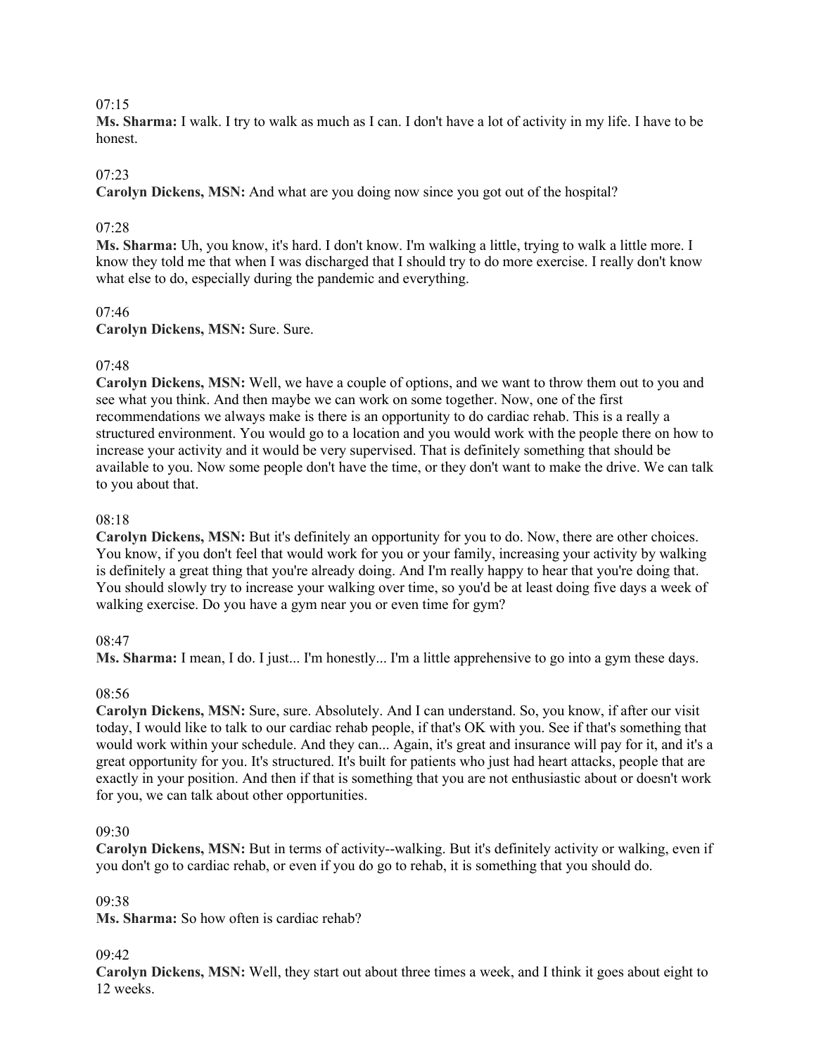07:15

**Ms. Sharma:** I walk. I try to walk as much as I can. I don't have a lot of activity in my life. I have to be honest.

07:23

**Carolyn Dickens, MSN:** And what are you doing now since you got out of the hospital?

07:28

**Ms. Sharma:** Uh, you know, it's hard. I don't know. I'm walking a little, trying to walk a little more. I know they told me that when I was discharged that I should try to do more exercise. I really don't know what else to do, especially during the pandemic and everything.

07:46

**Carolyn Dickens, MSN:** Sure. Sure.

07:48

**Carolyn Dickens, MSN:** Well, we have a couple of options, and we want to throw them out to you and see what you think. And then maybe we can work on some together. Now, one of the first recommendations we always make is there is an opportunity to do cardiac rehab. This is a really a structured environment. You would go to a location and you would work with the people there on how to increase your activity and it would be very supervised. That is definitely something that should be available to you. Now some people don't have the time, or they don't want to make the drive. We can talk to you about that.

08:18

**Carolyn Dickens, MSN:** But it's definitely an opportunity for you to do. Now, there are other choices. You know, if you don't feel that would work for you or your family, increasing your activity by walking is definitely a great thing that you're already doing. And I'm really happy to hear that you're doing that. You should slowly try to increase your walking over time, so you'd be at least doing five days a week of walking exercise. Do you have a gym near you or even time for gym?

08:47

**Ms. Sharma:** I mean, I do. I just... I'm honestly... I'm a little apprehensive to go into a gym these days.

08:56

**Carolyn Dickens, MSN:** Sure, sure. Absolutely. And I can understand. So, you know, if after our visit today, I would like to talk to our cardiac rehab people, if that's OK with you. See if that's something that would work within your schedule. And they can... Again, it's great and insurance will pay for it, and it's a great opportunity for you. It's structured. It's built for patients who just had heart attacks, people that are exactly in your position. And then if that is something that you are not enthusiastic about or doesn't work for you, we can talk about other opportunities.

09:30

**Carolyn Dickens, MSN:** But in terms of activity--walking. But it's definitely activity or walking, even if you don't go to cardiac rehab, or even if you do go to rehab, it is something that you should do.

09:38

**Ms. Sharma:** So how often is cardiac rehab?

09:42

**Carolyn Dickens, MSN:** Well, they start out about three times a week, and I think it goes about eight to 12 weeks.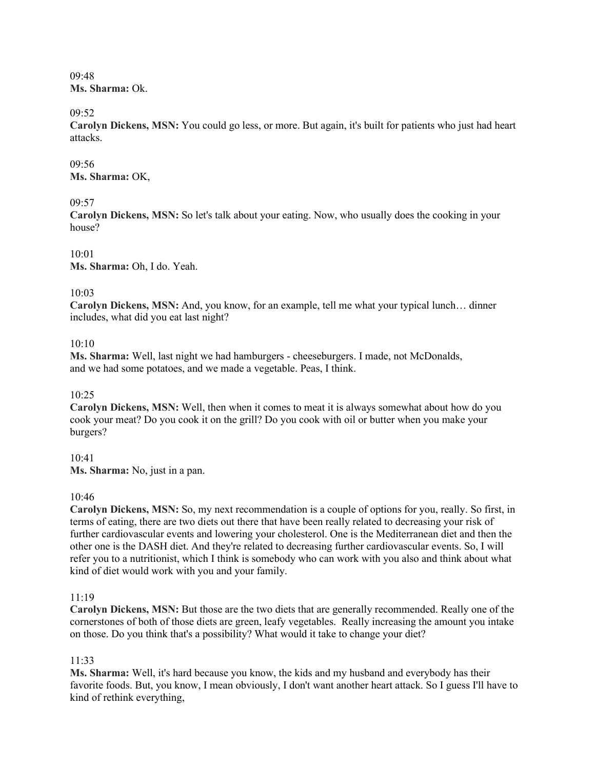09:48
**Ms. Sharma:** Ok.

09:52
**Carolyn Dickens, MSN:** You could go less, or more. But again, it's built for patients who just had heart attacks.

09:56
**Ms. Sharma:** OK,

09:57
**Carolyn Dickens, MSN:** So let's talk about your eating. Now, who usually does the cooking in your house?

10:01
**Ms. Sharma:** Oh, I do. Yeah.

10:03
**Carolyn Dickens, MSN:** And, you know, for an example, tell me what your typical lunch… dinner includes, what did you eat last night?

10:10
**Ms. Sharma:** Well, last night we had hamburgers - cheeseburgers. I made, not McDonalds, and we had some potatoes, and we made a vegetable. Peas, I think.

10:25
**Carolyn Dickens, MSN:** Well, then when it comes to meat it is always somewhat about how do you cook your meat? Do you cook it on the grill? Do you cook with oil or butter when you make your burgers?

10:41
**Ms. Sharma:** No, just in a pan.

10:46
**Carolyn Dickens, MSN:** So, my next recommendation is a couple of options for you, really. So first, in terms of eating, there are two diets out there that have been really related to decreasing your risk of further cardiovascular events and lowering your cholesterol. One is the Mediterranean diet and then the other one is the DASH diet. And they're related to decreasing further cardiovascular events. So, I will refer you to a nutritionist, which I think is somebody who can work with you also and think about what kind of diet would work with you and your family.

11:19
**Carolyn Dickens, MSN:** But those are the two diets that are generally recommended. Really one of the cornerstones of both of those diets are green, leafy vegetables. Really increasing the amount you intake on those. Do you think that's a possibility? What would it take to change your diet?

11:33
**Ms. Sharma:** Well, it's hard because you know, the kids and my husband and everybody has their favorite foods. But, you know, I mean obviously, I don't want another heart attack. So I guess I'll have to kind of rethink everything,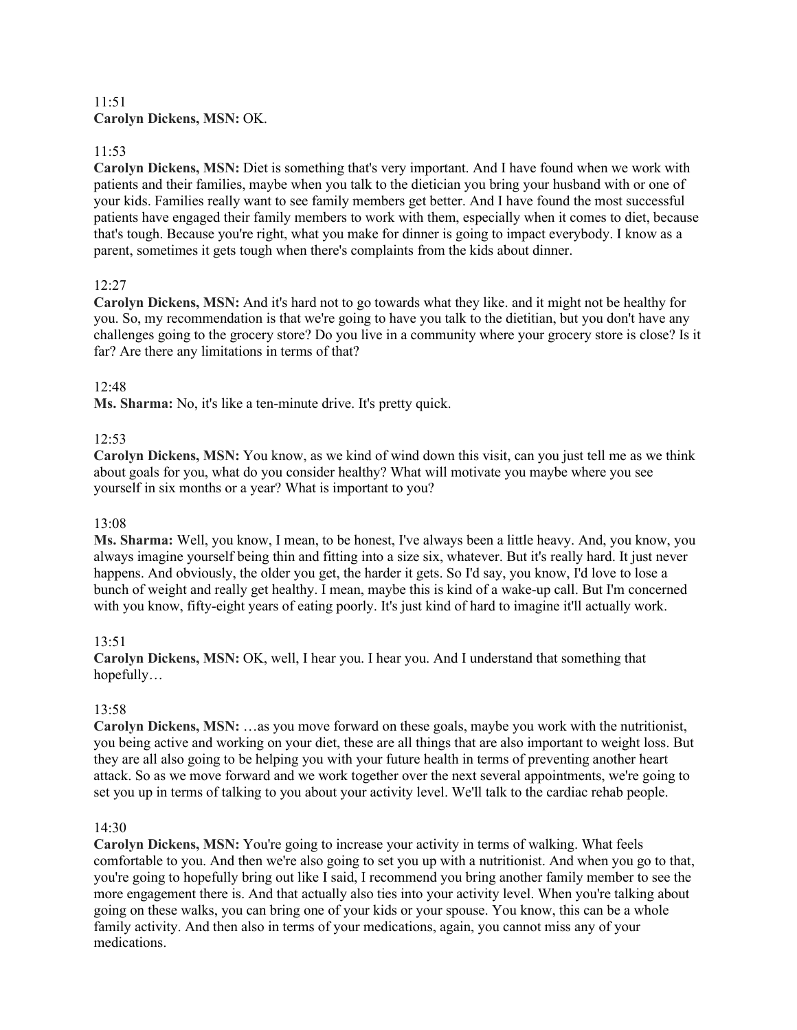11:51
**Carolyn Dickens, MSN:** OK.

11:53
**Carolyn Dickens, MSN:** Diet is something that's very important. And I have found when we work with patients and their families, maybe when you talk to the dietician you bring your husband with or one of your kids. Families really want to see family members get better. And I have found the most successful patients have engaged their family members to work with them, especially when it comes to diet, because that's tough. Because you're right, what you make for dinner is going to impact everybody. I know as a parent, sometimes it gets tough when there's complaints from the kids about dinner.

12:27
**Carolyn Dickens, MSN:** And it's hard not to go towards what they like. and it might not be healthy for you. So, my recommendation is that we're going to have you talk to the dietitian, but you don't have any challenges going to the grocery store? Do you live in a community where your grocery store is close? Is it far? Are there any limitations in terms of that?

12:48
**Ms. Sharma:** No, it's like a ten-minute drive. It's pretty quick.

12:53
**Carolyn Dickens, MSN:** You know, as we kind of wind down this visit, can you just tell me as we think about goals for you, what do you consider healthy? What will motivate you maybe where you see yourself in six months or a year? What is important to you?

13:08
**Ms. Sharma:** Well, you know, I mean, to be honest, I've always been a little heavy. And, you know, you always imagine yourself being thin and fitting into a size six, whatever. But it's really hard. It just never happens. And obviously, the older you get, the harder it gets. So I'd say, you know, I'd love to lose a bunch of weight and really get healthy. I mean, maybe this is kind of a wake-up call. But I'm concerned with you know, fifty-eight years of eating poorly. It's just kind of hard to imagine it'll actually work.

13:51
**Carolyn Dickens, MSN:** OK, well, I hear you. I hear you. And I understand that something that hopefully…

13:58
**Carolyn Dickens, MSN:** …as you move forward on these goals, maybe you work with the nutritionist, you being active and working on your diet, these are all things that are also important to weight loss. But they are all also going to be helping you with your future health in terms of preventing another heart attack. So as we move forward and we work together over the next several appointments, we're going to set you up in terms of talking to you about your activity level. We'll talk to the cardiac rehab people.

14:30
**Carolyn Dickens, MSN:** You're going to increase your activity in terms of walking. What feels comfortable to you. And then we're also going to set you up with a nutritionist. And when you go to that, you're going to hopefully bring out like I said, I recommend you bring another family member to see the more engagement there is. And that actually also ties into your activity level. When you're talking about going on these walks, you can bring one of your kids or your spouse. You know, this can be a whole family activity. And then also in terms of your medications, again, you cannot miss any of your medications.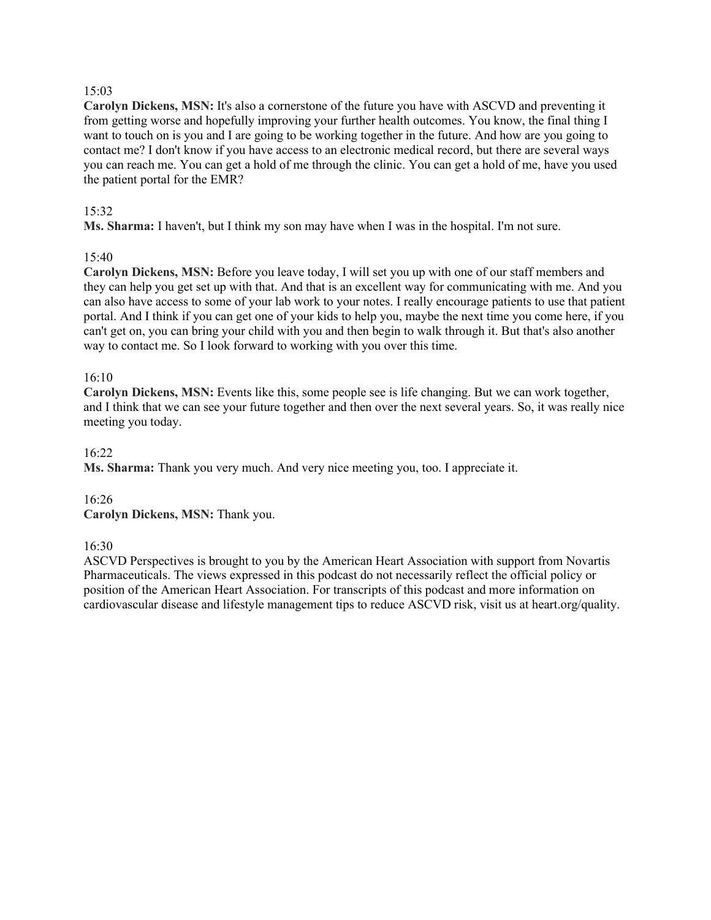15:03

**Carolyn Dickens, MSN:** It's also a cornerstone of the future you have with ASCVD and preventing it from getting worse and hopefully improving your further health outcomes. You know, the final thing I want to touch on is you and I are going to be working together in the future. And how are you going to contact me? I don't know if you have access to an electronic medical record, but there are several ways you can reach me. You can get a hold of me through the clinic. You can get a hold of me, have you used the patient portal for the EMR?

15:32

**Ms. Sharma:** I haven't, but I think my son may have when I was in the hospital. I'm not sure.

15:40

**Carolyn Dickens, MSN:** Before you leave today, I will set you up with one of our staff members and they can help you get set up with that. And that is an excellent way for communicating with me. And you can also have access to some of your lab work to your notes. I really encourage patients to use that patient portal. And I think if you can get one of your kids to help you, maybe the next time you come here, if you can't get on, you can bring your child with you and then begin to walk through it. But that's also another way to contact me. So I look forward to working with you over this time.

16:10

**Carolyn Dickens, MSN:** Events like this, some people see is life changing. But we can work together, and I think that we can see your future together and then over the next several years. So, it was really nice meeting you today.

16:22

**Ms. Sharma:** Thank you very much. And very nice meeting you, too. I appreciate it.

16:26

**Carolyn Dickens, MSN:** Thank you.

16:30

ASCVD Perspectives is brought to you by the American Heart Association with support from Novartis Pharmaceuticals. The views expressed in this podcast do not necessarily reflect the official policy or position of the American Heart Association. For transcripts of this podcast and more information on cardiovascular disease and lifestyle management tips to reduce ASCVD risk, visit us at heart.org/quality.